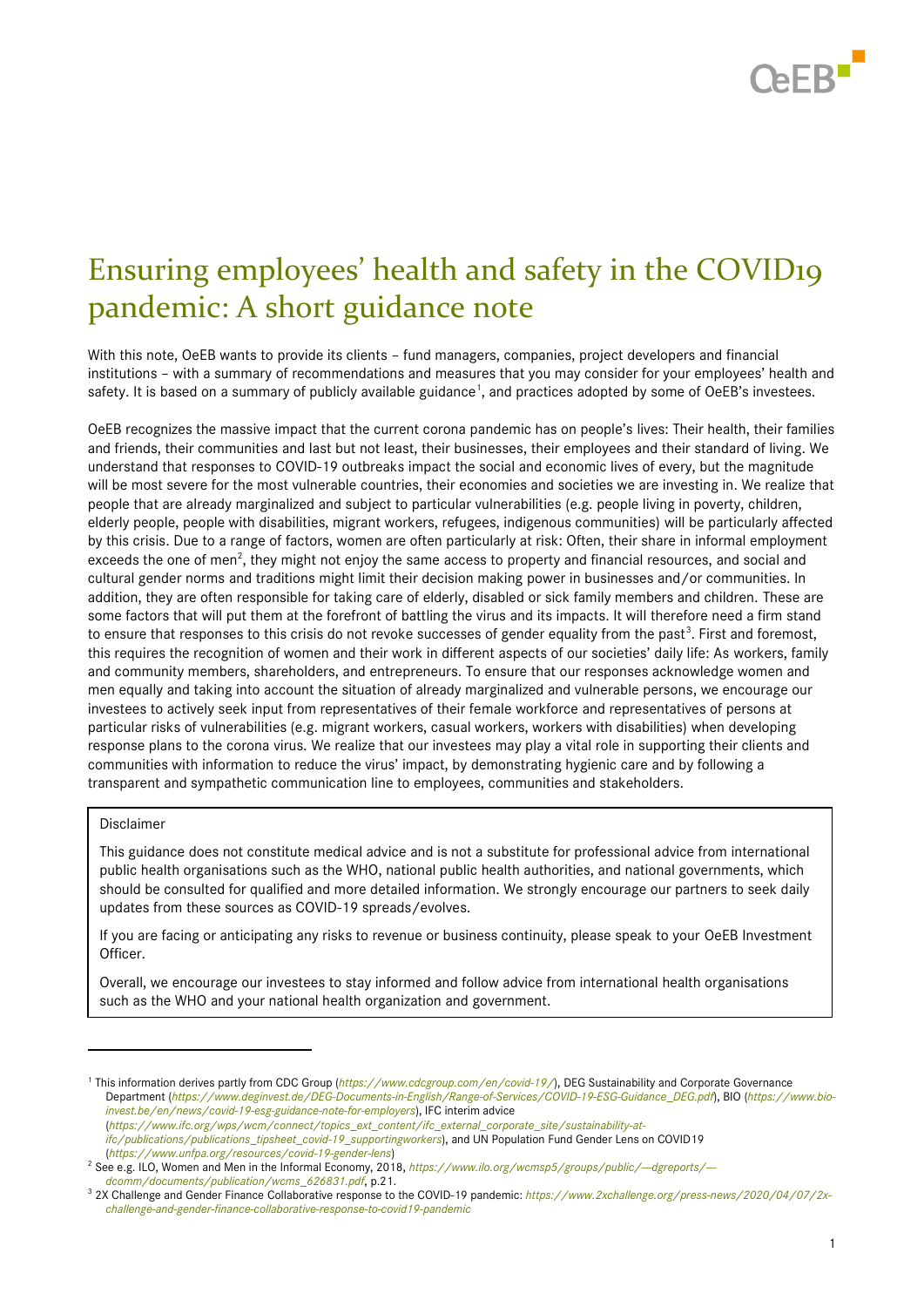# Ensuring employees' health and safety in the COVID19 pandemic: A short guidance note

With this note, OeEB wants to provide its clients – fund managers, companies, project developers and financial institutions – with a summary of recommendations and measures that you may consider for your employees' health and safety. It is based on a summary of publicly available guidance[1], and practices adopted by some of OeEB's investees.

OeEB recognizes the massive impact that the current corona pandemic has on people's lives: Their health, their families and friends, their communities and last but not least, their businesses, their employees and their standard of living. We understand that responses to COVID-19 outbreaks impact the social and economic lives of every, but the magnitude will be most severe for the most vulnerable countries, their economies and societies we are investing in. We realize that people that are already marginalized and subject to particular vulnerabilities (e.g. people living in poverty, children, elderly people, people with disabilities, migrant workers, refugees, indigenous communities) will be particularly affected by this crisis. Due to a range of factors, women are often particularly at risk: Often, their share in informal employment exceeds the one of men[2], they might not enjoy the same access to property and financial resources, and social and cultural gender norms and traditions might limit their decision making power in businesses and/or communities. In addition, they are often responsible for taking care of elderly, disabled or sick family members and children. These are some factors that will put them at the forefront of battling the virus and its impacts. It will therefore need a firm stand to ensure that responses to this crisis do not revoke successes of gender equality from the past[3]. First and foremost, this requires the recognition of women and their work in different aspects of our societies' daily life: As workers, family and community members, shareholders, and entrepreneurs. To ensure that our responses acknowledge women and men equally and taking into account the situation of already marginalized and vulnerable persons, we encourage our investees to actively seek input from representatives of their female workforce and representatives of persons at particular risks of vulnerabilities (e.g. migrant workers, casual workers, workers with disabilities) when developing response plans to the corona virus. We realize that our investees may play a vital role in supporting their clients and communities with information to reduce the virus' impact, by demonstrating hygienic care and by following a transparent and sympathetic communication line to employees, communities and stakeholders.

> Disclaimer
>
> This guidance does not constitute medical advice and is not a substitute for professional advice from international public health organisations such as the WHO, national public health authorities, and national governments, which should be consulted for qualified and more detailed information. We strongly encourage our partners to seek daily updates from these sources as COVID-19 spreads/evolves.
>
> If you are facing or anticipating any risks to revenue or business continuity, please speak to your OeEB Investment Officer.
>
> Overall, we encourage our investees to stay informed and follow advice from international health organisations such as the WHO and your national health organization and government.

---

[1] This information derives partly from CDC Group (*https://www.cdcgroup.com/en/covid-19/*), DEG Sustainability and Corporate Governance Department (*https://www.deginvest.de/DEG-Documents-in-English/Range-of-Services/COVID-19-ESG-Guidance_DEG.pdf*), BIO (*https://www.bio-invest.be/en/news/covid-19-esg-guidance-note-for-employers*), IFC interim advice (*https://www.ifc.org/wps/wcm/connect/topics_ext_content/ifc_external_corporate_site/sustainability-at-ifc/publications/publications_tipsheet_covid-19_supportingworkers*), and UN Population Fund Gender Lens on COVID19 (*https://www.unfpa.org/resources/covid-19-gender-lens*)

[2] See e.g. ILO, Women and Men in the Informal Economy, 2018, *https://www.ilo.org/wcmsp5/groups/public/---dgreports/---dcomm/documents/publication/wcms_626831.pdf*, p.21.

[3] 2X Challenge and Gender Finance Collaborative response to the COVID-19 pandemic: *https://www.2xchallenge.org/press-news/2020/04/07/2x-challenge-and-gender-finance-collaborative-response-to-covid19-pandemic*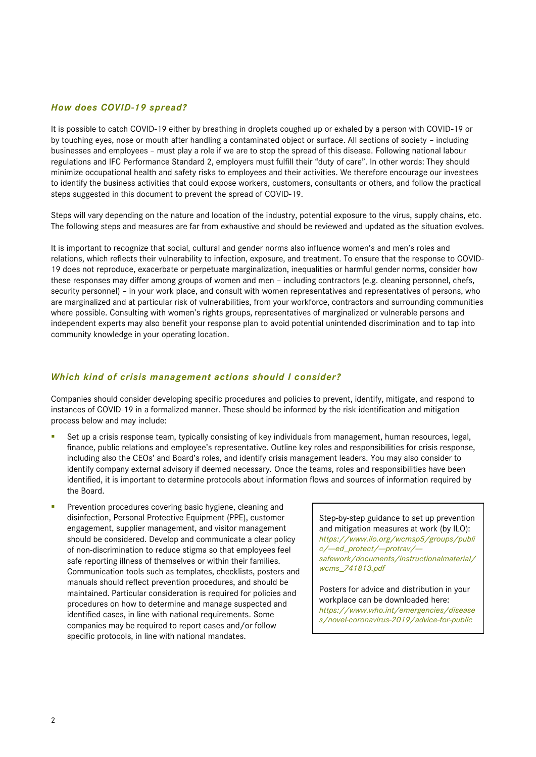### *How does COVID-19 spread?*

It is possible to catch COVID-19 either by breathing in droplets coughed up or exhaled by a person with COVID-19 or by touching eyes, nose or mouth after handling a contaminated object or surface. All sections of society – including businesses and employees – must play a role if we are to stop the spread of this disease. Following national labour regulations and IFC Performance Standard 2, employers must fulfill their "duty of care". In other words: They should minimize occupational health and safety risks to employees and their activities. We therefore encourage our investees to identify the business activities that could expose workers, customers, consultants or others, and follow the practical steps suggested in this document to prevent the spread of COVID-19.

Steps will vary depending on the nature and location of the industry, potential exposure to the virus, supply chains, etc. The following steps and measures are far from exhaustive and should be reviewed and updated as the situation evolves.

It is important to recognize that social, cultural and gender norms also influence women's and men's roles and relations, which reflects their vulnerability to infection, exposure, and treatment. To ensure that the response to COVID-19 does not reproduce, exacerbate or perpetuate marginalization, inequalities or harmful gender norms, consider how these responses may differ among groups of women and men – including contractors (e.g. cleaning personnel, chefs, security personnel) – in your work place, and consult with women representatives and representatives of persons, who are marginalized and at particular risk of vulnerabilities, from your workforce, contractors and surrounding communities where possible. Consulting with women's rights groups, representatives of marginalized or vulnerable persons and independent experts may also benefit your response plan to avoid potential unintended discrimination and to tap into community knowledge in your operating location.

### *Which kind of crisis management actions should I consider?*

Companies should consider developing specific procedures and policies to prevent, identify, mitigate, and respond to instances of COVID-19 in a formalized manner. These should be informed by the risk identification and mitigation process below and may include:

- Set up a crisis response team, typically consisting of key individuals from management, human resources, legal, finance, public relations and employee's representative. Outline key roles and responsibilities for crisis response, including also the CEOs' and Board's roles, and identify crisis management leaders. You may also consider to identify company external advisory if deemed necessary. Once the teams, roles and responsibilities have been identified, it is important to determine protocols about information flows and sources of information required by the Board.
- Prevention procedures covering basic hygiene, cleaning and disinfection, Personal Protective Equipment (PPE), customer engagement, supplier management, and visitor management should be considered. Develop and communicate a clear policy of non-discrimination to reduce stigma so that employees feel safe reporting illness of themselves or within their families. Communication tools such as templates, checklists, posters and manuals should reflect prevention procedures, and should be maintained. Particular consideration is required for policies and procedures on how to determine and manage suspected and identified cases, in line with national requirements. Some companies may be required to report cases and/or follow specific protocols, in line with national mandates.

> Step-by-step guidance to set up prevention and mitigation measures at work (by ILO): *https://www.ilo.org/wcmsp5/groups/public/—ed_protect/—protrav/—safework/documents/instructionalmaterial/wcms_741813.pdf*
>
> Posters for advice and distribution in your workplace can be downloaded here: *https://www.who.int/emergencies/diseases/novel-coronavirus-2019/advice-for-public*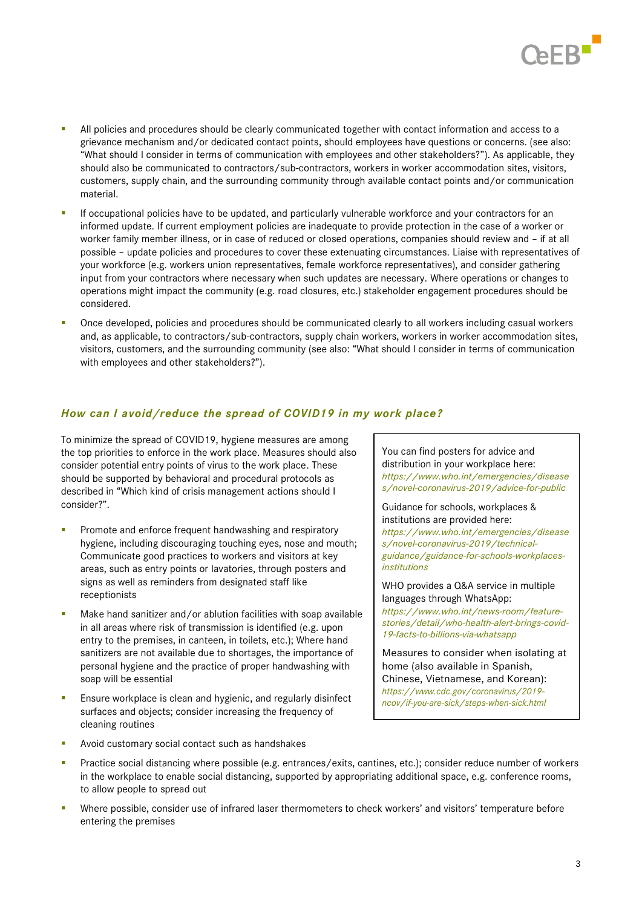- All policies and procedures should be clearly communicated together with contact information and access to a grievance mechanism and/or dedicated contact points, should employees have questions or concerns. (see also: "What should I consider in terms of communication with employees and other stakeholders?"). As applicable, they should also be communicated to contractors/sub-contractors, workers in worker accommodation sites, visitors, customers, supply chain, and the surrounding community through available contact points and/or communication material.
- If occupational policies have to be updated, and particularly vulnerable workforce and your contractors for an informed update. If current employment policies are inadequate to provide protection in the case of a worker or worker family member illness, or in case of reduced or closed operations, companies should review and – if at all possible – update policies and procedures to cover these extenuating circumstances. Liaise with representatives of your workforce (e.g. workers union representatives, female workforce representatives), and consider gathering input from your contractors where necessary when such updates are necessary. Where operations or changes to operations might impact the community (e.g. road closures, etc.) stakeholder engagement procedures should be considered.
- Once developed, policies and procedures should be communicated clearly to all workers including casual workers and, as applicable, to contractors/sub-contractors, supply chain workers, workers in worker accommodation sites, visitors, customers, and the surrounding community (see also: "What should I consider in terms of communication with employees and other stakeholders?").

### *How can I avoid/reduce the spread of COVID19 in my work place?*

To minimize the spread of COVID19, hygiene measures are among the top priorities to enforce in the work place. Measures should also consider potential entry points of virus to the work place. These should be supported by behavioral and procedural protocols as described in "Which kind of crisis management actions should I consider?".

- Promote and enforce frequent handwashing and respiratory hygiene, including discouraging touching eyes, nose and mouth; Communicate good practices to workers and visitors at key areas, such as entry points or lavatories, through posters and signs as well as reminders from designated staff like receptionists
- Make hand sanitizer and/or ablution facilities with soap available in all areas where risk of transmission is identified (e.g. upon entry to the premises, in canteen, in toilets, etc.); Where hand sanitizers are not available due to shortages, the importance of personal hygiene and the practice of proper handwashing with soap will be essential
- Ensure workplace is clean and hygienic, and regularly disinfect surfaces and objects; consider increasing the frequency of cleaning routines
- Avoid customary social contact such as handshakes
- Practice social distancing where possible (e.g. entrances/exits, cantines, etc.); consider reduce number of workers in the workplace to enable social distancing, supported by appropriating additional space, e.g. conference rooms, to allow people to spread out
- Where possible, consider use of infrared laser thermometers to check workers' and visitors' temperature before entering the premises

> You can find posters for advice and distribution in your workplace here: *https://www.who.int/emergencies/diseases/novel-coronavirus-2019/advice-for-public*
>
> Guidance for schools, workplaces & institutions are provided here: *https://www.who.int/emergencies/diseases/novel-coronavirus-2019/technical-guidance/guidance-for-schools-workplaces-institutions*
>
> WHO provides a Q&A service in multiple languages through WhatsApp: *https://www.who.int/news-room/feature-stories/detail/who-health-alert-brings-covid-19-facts-to-billions-via-whatsapp*
>
> Measures to consider when isolating at home (also available in Spanish, Chinese, Vietnamese, and Korean): *https://www.cdc.gov/coronavirus/2019-ncov/if-you-are-sick/steps-when-sick.html*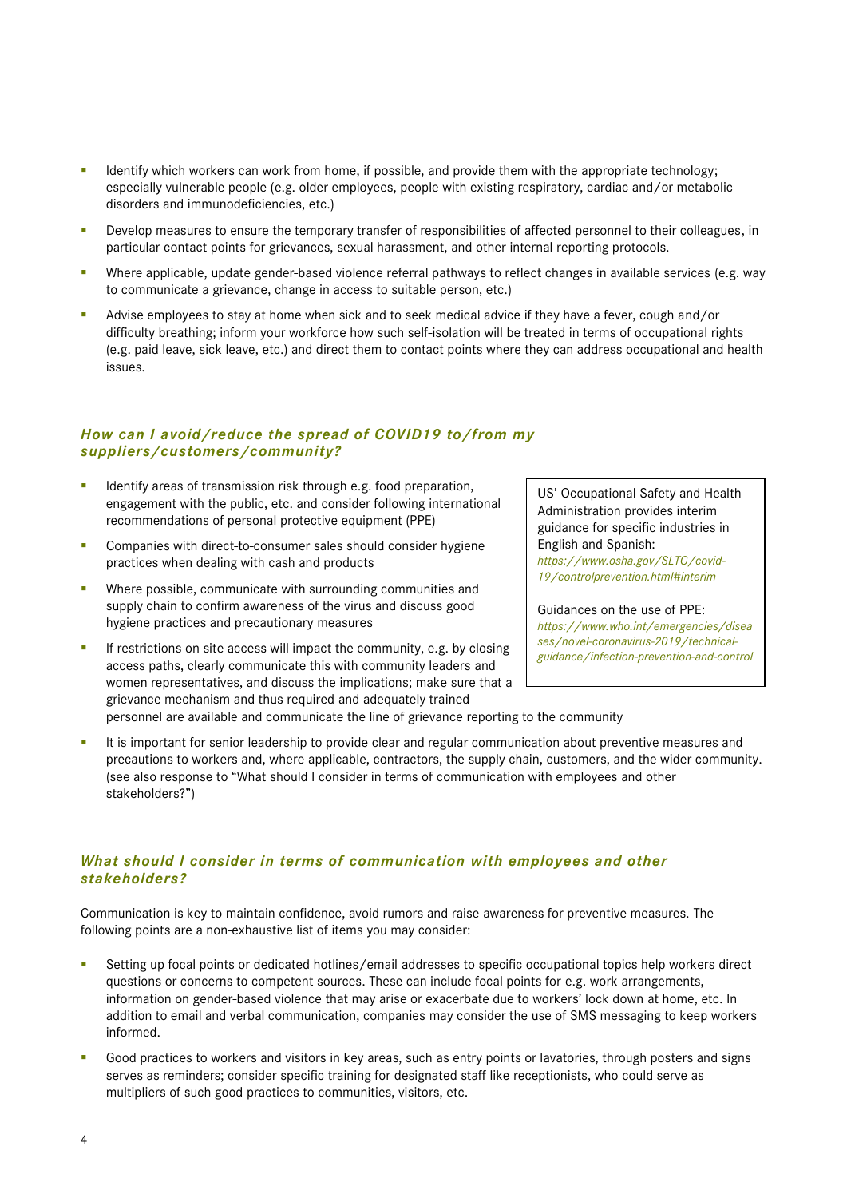- Identify which workers can work from home, if possible, and provide them with the appropriate technology; especially vulnerable people (e.g. older employees, people with existing respiratory, cardiac and/or metabolic disorders and immunodeficiencies, etc.)
- Develop measures to ensure the temporary transfer of responsibilities of affected personnel to their colleagues, in particular contact points for grievances, sexual harassment, and other internal reporting protocols.
- Where applicable, update gender-based violence referral pathways to reflect changes in available services (e.g. way to communicate a grievance, change in access to suitable person, etc.)
- Advise employees to stay at home when sick and to seek medical advice if they have a fever, cough and/or difficulty breathing; inform your workforce how such self-isolation will be treated in terms of occupational rights (e.g. paid leave, sick leave, etc.) and direct them to contact points where they can address occupational and health issues.

### *How can I avoid/reduce the spread of COVID19 to/from my suppliers/customers/community?*

- Identify areas of transmission risk through e.g. food preparation, engagement with the public, etc. and consider following international recommendations of personal protective equipment (PPE)
- Companies with direct-to-consumer sales should consider hygiene practices when dealing with cash and products
- Where possible, communicate with surrounding communities and supply chain to confirm awareness of the virus and discuss good hygiene practices and precautionary measures
- If restrictions on site access will impact the community, e.g. by closing access paths, clearly communicate this with community leaders and women representatives, and discuss the implications; make sure that a grievance mechanism and thus required and adequately trained personnel are available and communicate the line of grievance reporting to the community
- It is important for senior leadership to provide clear and regular communication about preventive measures and precautions to workers and, where applicable, contractors, the supply chain, customers, and the wider community. (see also response to "What should I consider in terms of communication with employees and other stakeholders?")

> US' Occupational Safety and Health Administration provides interim guidance for specific industries in English and Spanish:
> *https://www.osha.gov/SLTC/covid-19/controlprevention.html#interim*
>
> Guidances on the use of PPE:
> *https://www.who.int/emergencies/diseases/novel-coronavirus-2019/technical-guidance/infection-prevention-and-control*

### *What should I consider in terms of communication with employees and other stakeholders?*

Communication is key to maintain confidence, avoid rumors and raise awareness for preventive measures. The following points are a non-exhaustive list of items you may consider:

- Setting up focal points or dedicated hotlines/email addresses to specific occupational topics help workers direct questions or concerns to competent sources. These can include focal points for e.g. work arrangements, information on gender-based violence that may arise or exacerbate due to workers' lock down at home, etc. In addition to email and verbal communication, companies may consider the use of SMS messaging to keep workers informed.
- Good practices to workers and visitors in key areas, such as entry points or lavatories, through posters and signs serves as reminders; consider specific training for designated staff like receptionists, who could serve as multipliers of such good practices to communities, visitors, etc.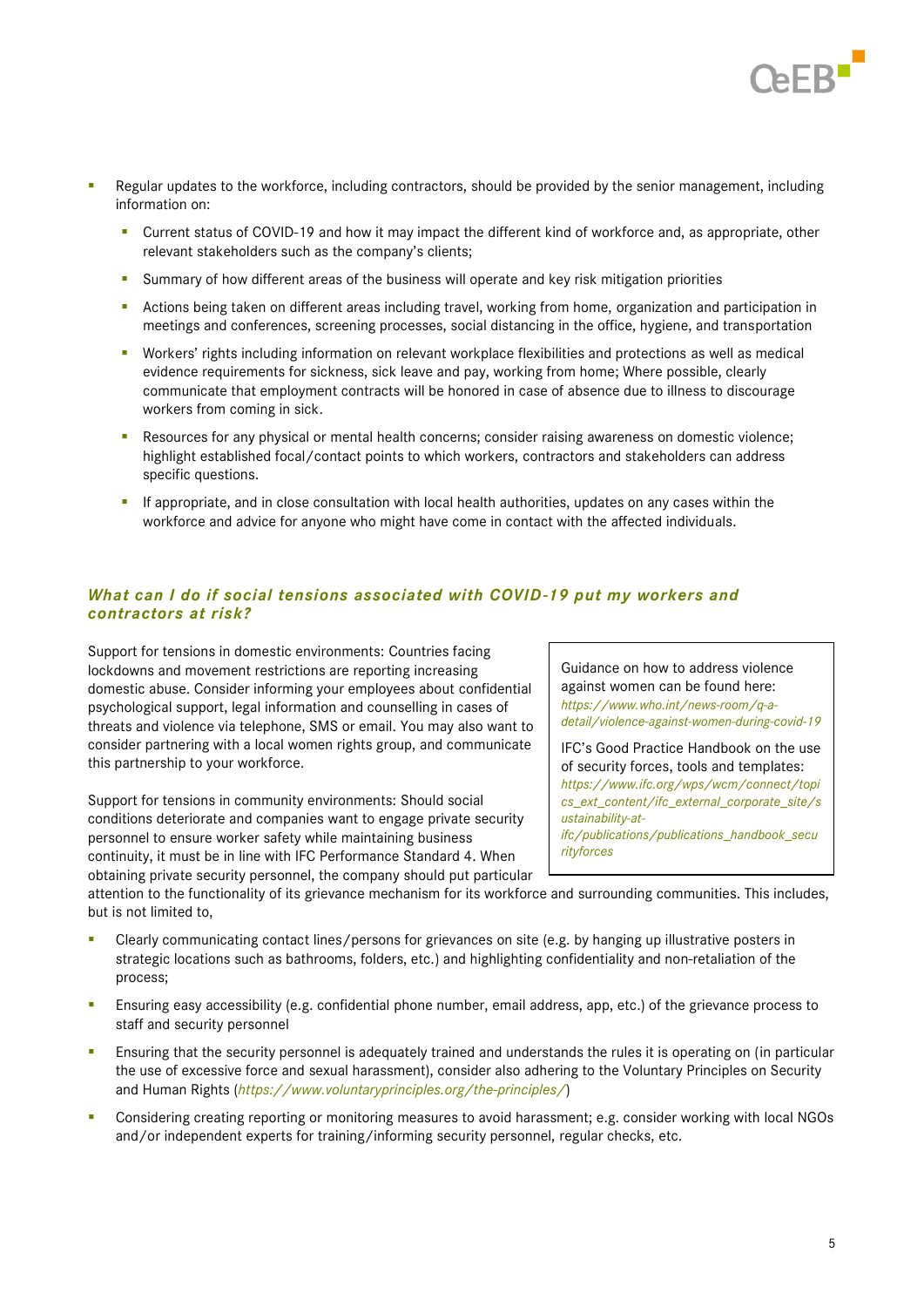- Regular updates to the workforce, including contractors, should be provided by the senior management, including information on:
  - Current status of COVID-19 and how it may impact the different kind of workforce and, as appropriate, other relevant stakeholders such as the company's clients;
  - Summary of how different areas of the business will operate and key risk mitigation priorities
  - Actions being taken on different areas including travel, working from home, organization and participation in meetings and conferences, screening processes, social distancing in the office, hygiene, and transportation
  - Workers' rights including information on relevant workplace flexibilities and protections as well as medical evidence requirements for sickness, sick leave and pay, working from home; Where possible, clearly communicate that employment contracts will be honored in case of absence due to illness to discourage workers from coming in sick.
  - Resources for any physical or mental health concerns; consider raising awareness on domestic violence; highlight established focal/contact points to which workers, contractors and stakeholders can address specific questions.
  - If appropriate, and in close consultation with local health authorities, updates on any cases within the workforce and advice for anyone who might have come in contact with the affected individuals.

### *What can I do if social tensions associated with COVID-19 put my workers and contractors at risk?*

Support for tensions in domestic environments: Countries facing lockdowns and movement restrictions are reporting increasing domestic abuse. Consider informing your employees about confidential psychological support, legal information and counselling in cases of threats and violence via telephone, SMS or email. You may also want to consider partnering with a local women rights group, and communicate this partnership to your workforce.

Support for tensions in community environments: Should social conditions deteriorate and companies want to engage private security personnel to ensure worker safety while maintaining business continuity, it must be in line with IFC Performance Standard 4. When obtaining private security personnel, the company should put particular attention to the functionality of its grievance mechanism for its workforce and surrounding communities. This includes, but is not limited to,

> Guidance on how to address violence against women can be found here: *https://www.who.int/news-room/q-a-detail/violence-against-women-during-covid-19*
>
> IFC's Good Practice Handbook on the use of security forces, tools and templates: *https://www.ifc.org/wps/wcm/connect/topics_ext_content/ifc_external_corporate_site/sustainability-at-ifc/publications/publications_handbook_securityforces*

- Clearly communicating contact lines/persons for grievances on site (e.g. by hanging up illustrative posters in strategic locations such as bathrooms, folders, etc.) and highlighting confidentiality and non-retaliation of the process;
- Ensuring easy accessibility (e.g. confidential phone number, email address, app, etc.) of the grievance process to staff and security personnel
- Ensuring that the security personnel is adequately trained and understands the rules it is operating on (in particular the use of excessive force and sexual harassment), consider also adhering to the Voluntary Principles on Security and Human Rights (*https://www.voluntaryprinciples.org/the-principles/*)
- Considering creating reporting or monitoring measures to avoid harassment; e.g. consider working with local NGOs and/or independent experts for training/informing security personnel, regular checks, etc.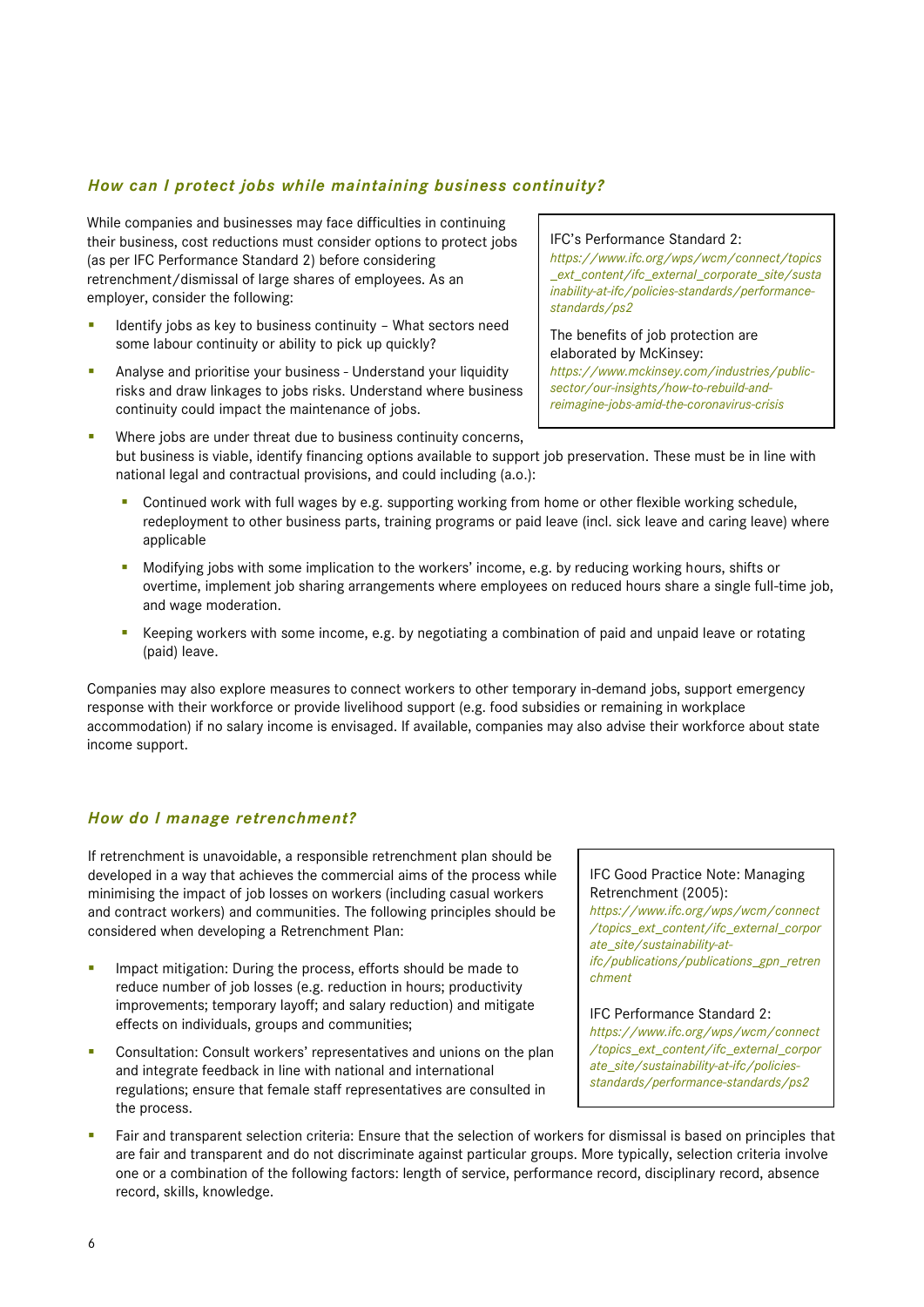### *How can I protect jobs while maintaining business continuity?*

While companies and businesses may face difficulties in continuing their business, cost reductions must consider options to protect jobs (as per IFC Performance Standard 2) before considering retrenchment/dismissal of large shares of employees. As an employer, consider the following:

> IFC's Performance Standard 2:
> *https://www.ifc.org/wps/wcm/connect/topics_ext_content/ifc_external_corporate_site/sustainability-at-ifc/policies-standards/performance-standards/ps2*
>
> The benefits of job protection are elaborated by McKinsey:
> *https://www.mckinsey.com/industries/public-sector/our-insights/how-to-rebuild-and-reimagine-jobs-amid-the-coronavirus-crisis*

- Identify jobs as key to business continuity – What sectors need some labour continuity or ability to pick up quickly?
- Analyse and prioritise your business - Understand your liquidity risks and draw linkages to jobs risks. Understand where business continuity could impact the maintenance of jobs.
- Where jobs are under threat due to business continuity concerns, but business is viable, identify financing options available to support job preservation. These must be in line with national legal and contractual provisions, and could including (a.o.):
  - Continued work with full wages by e.g. supporting working from home or other flexible working schedule, redeployment to other business parts, training programs or paid leave (incl. sick leave and caring leave) where applicable
  - Modifying jobs with some implication to the workers' income, e.g. by reducing working hours, shifts or overtime, implement job sharing arrangements where employees on reduced hours share a single full-time job, and wage moderation.
  - Keeping workers with some income, e.g. by negotiating a combination of paid and unpaid leave or rotating (paid) leave.

Companies may also explore measures to connect workers to other temporary in-demand jobs, support emergency response with their workforce or provide livelihood support (e.g. food subsidies or remaining in workplace accommodation) if no salary income is envisaged. If available, companies may also advise their workforce about state income support.

### *How do I manage retrenchment?*

If retrenchment is unavoidable, a responsible retrenchment plan should be developed in a way that achieves the commercial aims of the process while minimising the impact of job losses on workers (including casual workers and contract workers) and communities. The following principles should be considered when developing a Retrenchment Plan:

> IFC Good Practice Note: Managing Retrenchment (2005):
> *https://www.ifc.org/wps/wcm/connect/topics_ext_content/ifc_external_corporate_site/sustainability-at-ifc/publications/publications_gpn_retrenchment*
>
> IFC Performance Standard 2:
> *https://www.ifc.org/wps/wcm/connect/topics_ext_content/ifc_external_corporate_site/sustainability-at-ifc/policies-standards/performance-standards/ps2*

- Impact mitigation: During the process, efforts should be made to reduce number of job losses (e.g. reduction in hours; productivity improvements; temporary layoff; and salary reduction) and mitigate effects on individuals, groups and communities;
- Consultation: Consult workers' representatives and unions on the plan and integrate feedback in line with national and international regulations; ensure that female staff representatives are consulted in the process.
- Fair and transparent selection criteria: Ensure that the selection of workers for dismissal is based on principles that are fair and transparent and do not discriminate against particular groups. More typically, selection criteria involve one or a combination of the following factors: length of service, performance record, disciplinary record, absence record, skills, knowledge.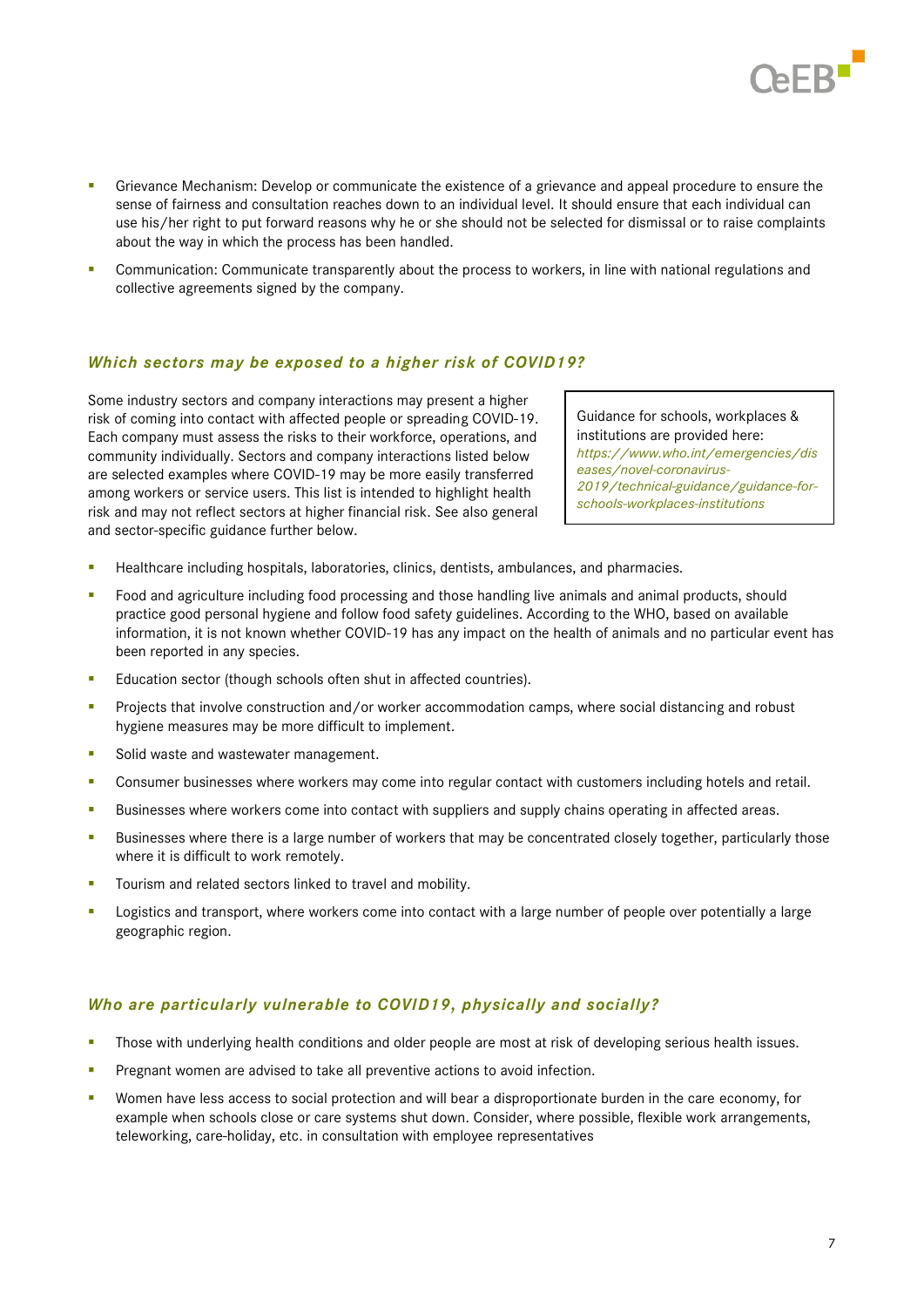- Grievance Mechanism: Develop or communicate the existence of a grievance and appeal procedure to ensure the sense of fairness and consultation reaches down to an individual level. It should ensure that each individual can use his/her right to put forward reasons why he or she should not be selected for dismissal or to raise complaints about the way in which the process has been handled.
- Communication: Communicate transparently about the process to workers, in line with national regulations and collective agreements signed by the company.

### *Which sectors may be exposed to a higher risk of COVID19?*

Some industry sectors and company interactions may present a higher risk of coming into contact with affected people or spreading COVID-19. Each company must assess the risks to their workforce, operations, and community individually. Sectors and company interactions listed below are selected examples where COVID-19 may be more easily transferred among workers or service users. This list is intended to highlight health risk and may not reflect sectors at higher financial risk. See also general and sector-specific guidance further below.

> Guidance for schools, workplaces & institutions are provided here: *https://www.who.int/emergencies/diseases/novel-coronavirus-2019/technical-guidance/guidance-for-schools-workplaces-institutions*

- Healthcare including hospitals, laboratories, clinics, dentists, ambulances, and pharmacies.
- Food and agriculture including food processing and those handling live animals and animal products, should practice good personal hygiene and follow food safety guidelines. According to the WHO, based on available information, it is not known whether COVID-19 has any impact on the health of animals and no particular event has been reported in any species.
- Education sector (though schools often shut in affected countries).
- Projects that involve construction and/or worker accommodation camps, where social distancing and robust hygiene measures may be more difficult to implement.
- Solid waste and wastewater management.
- Consumer businesses where workers may come into regular contact with customers including hotels and retail.
- Businesses where workers come into contact with suppliers and supply chains operating in affected areas.
- Businesses where there is a large number of workers that may be concentrated closely together, particularly those where it is difficult to work remotely.
- Tourism and related sectors linked to travel and mobility.
- Logistics and transport, where workers come into contact with a large number of people over potentially a large geographic region.

### *Who are particularly vulnerable to COVID19, physically and socially?*

- Those with underlying health conditions and older people are most at risk of developing serious health issues.
- Pregnant women are advised to take all preventive actions to avoid infection.
- Women have less access to social protection and will bear a disproportionate burden in the care economy, for example when schools close or care systems shut down. Consider, where possible, flexible work arrangements, teleworking, care-holiday, etc. in consultation with employee representatives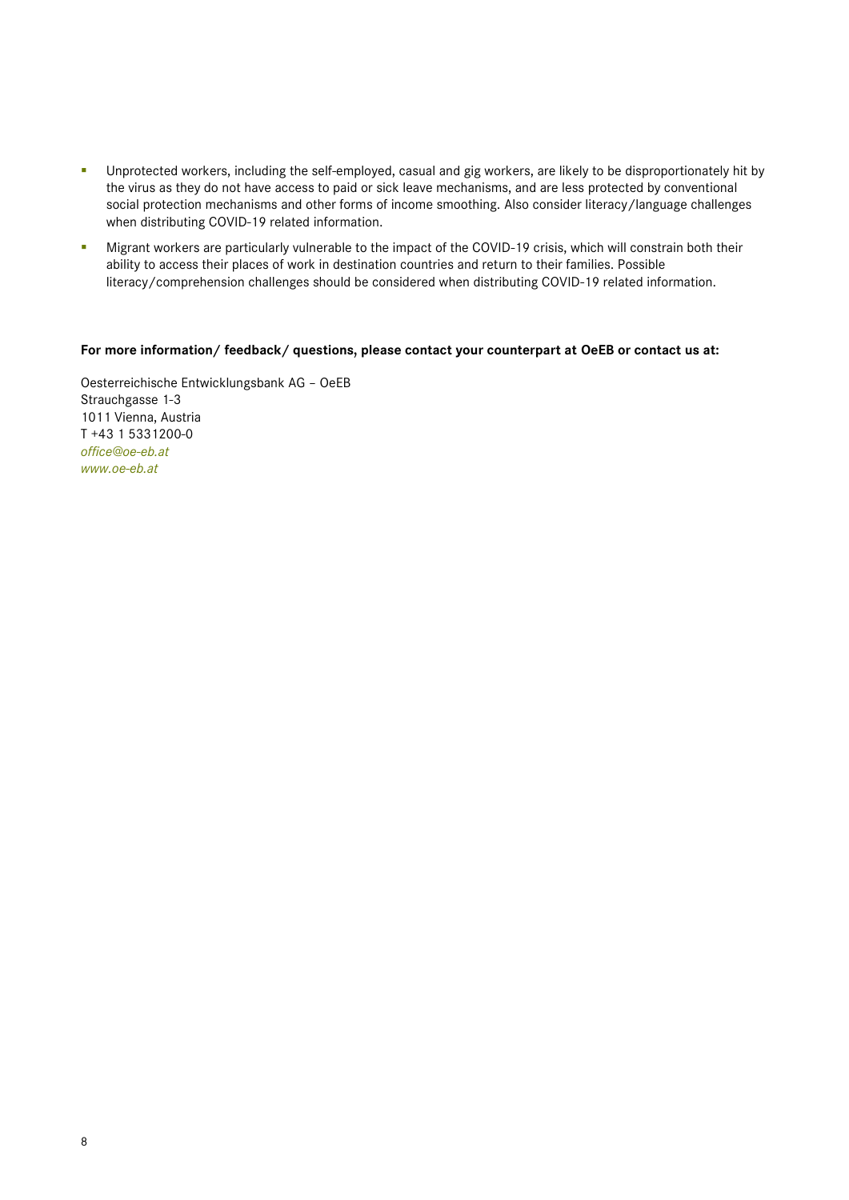- Unprotected workers, including the self-employed, casual and gig workers, are likely to be disproportionately hit by the virus as they do not have access to paid or sick leave mechanisms, and are less protected by conventional social protection mechanisms and other forms of income smoothing. Also consider literacy/language challenges when distributing COVID-19 related information.
- Migrant workers are particularly vulnerable to the impact of the COVID-19 crisis, which will constrain both their ability to access their places of work in destination countries and return to their families. Possible literacy/comprehension challenges should be considered when distributing COVID-19 related information.

**For more information/ feedback/ questions, please contact your counterpart at OeEB or contact us at:**

Oesterreichische Entwicklungsbank AG – OeEB
Strauchgasse 1-3
1011 Vienna, Austria
T +43 1 5331200-0
*office@oe-eb.at*
*www.oe-eb.at*